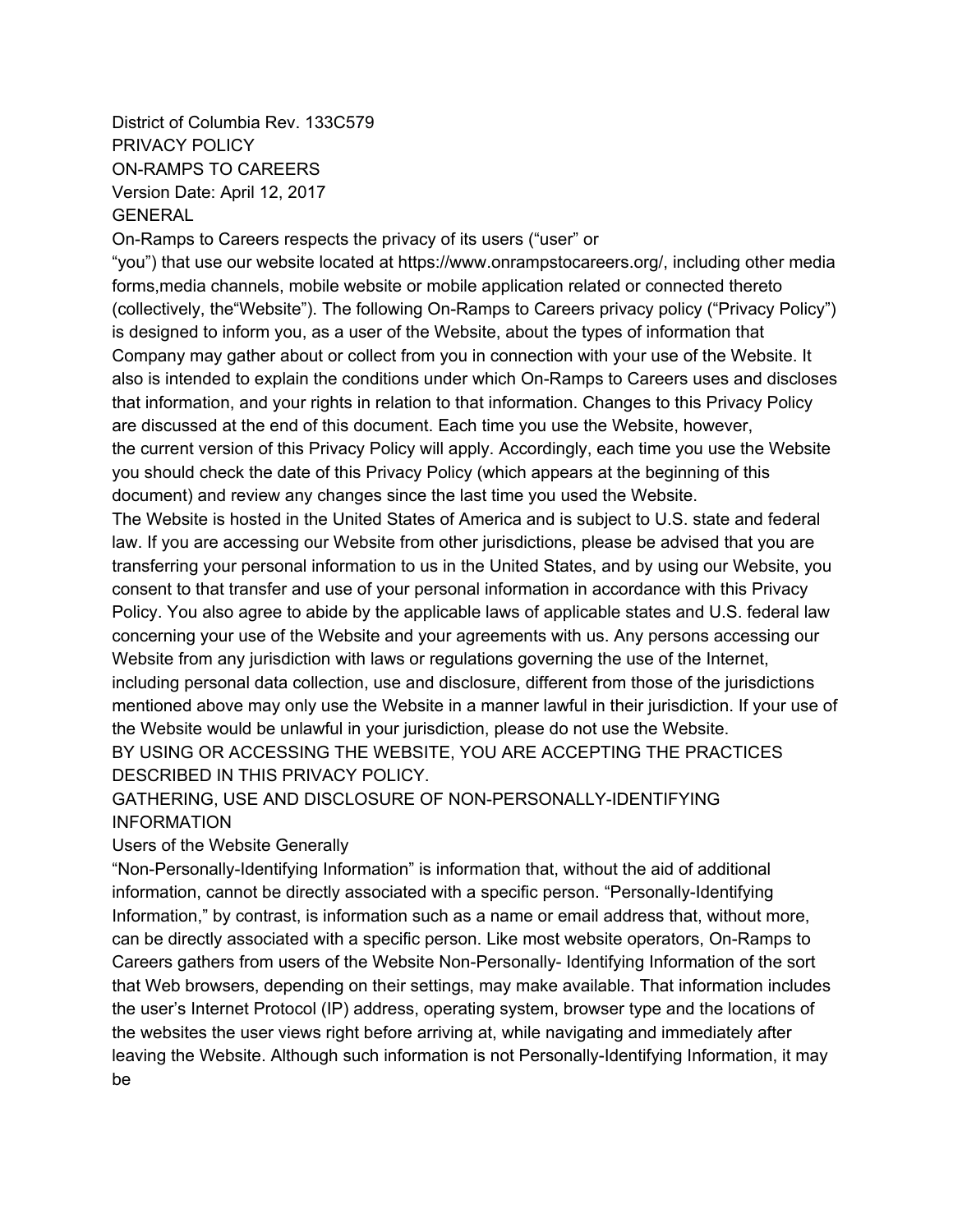District of Columbia Rev. 133C579

# PRIVACY POLICY

# ON-RAMPS TO CAREERS

Version Date: April 12, 2017

## GENERAL

On-Ramps to Careers respects the privacy of its users ("user" or "you") that use our website located at https://www.onrampstocareers.org/, including other media forms,media channels, mobile website or mobile application related or connected thereto (collectively, the"Website"). The following On-Ramps to Careers privacy policy ("Privacy Policy") is designed to inform you, as a user of the Website, about the types of information that Company may gather about or collect from you in connection with your use of the Website. It also is intended to explain the conditions under which On-Ramps to Careers uses and discloses that information, and your rights in relation to that information. Changes to this Privacy Policy are discussed at the end of this document. Each time you use the Website, however, the current version of this Privacy Policy will apply. Accordingly, each time you use the Website you should check the date of this Privacy Policy (which appears at the beginning of this document) and review any changes since the last time you used the Website.

The Website is hosted in the United States of America and is subject to U.S. state and federal law. If you are accessing our Website from other jurisdictions, please be advised that you are transferring your personal information to us in the United States, and by using our Website, you consent to that transfer and use of your personal information in accordance with this Privacy Policy. You also agree to abide by the applicable laws of applicable states and U.S. federal law concerning your use of the Website and your agreements with us. Any persons accessing our Website from any jurisdiction with laws or regulations governing the use of the Internet, including personal data collection, use and disclosure, different from those of the jurisdictions mentioned above may only use the Website in a manner lawful in their jurisdiction. If your use of the Website would be unlawful in your jurisdiction, please do not use the Website.

BY USING OR ACCESSING THE WEBSITE, YOU ARE ACCEPTING THE PRACTICES DESCRIBED IN THIS PRIVACY POLICY.

## GATHERING, USE AND DISCLOSURE OF NON-PERSONALLY-IDENTIFYING INFORMATION

### Users of the Website Generally

"Non-Personally-Identifying Information" is information that, without the aid of additional information, cannot be directly associated with a specific person. "Personally-Identifying Information," by contrast, is information such as a name or email address that, without more, can be directly associated with a specific person. Like most website operators, On-Ramps to Careers gathers from users of the Website Non-Personally- Identifying Information of the sort that Web browsers, depending on their settings, may make available. That information includes the user's Internet Protocol (IP) address, operating system, browser type and the locations of the websites the user views right before arriving at, while navigating and immediately after leaving the Website. Although such information is not Personally-Identifying Information, it may be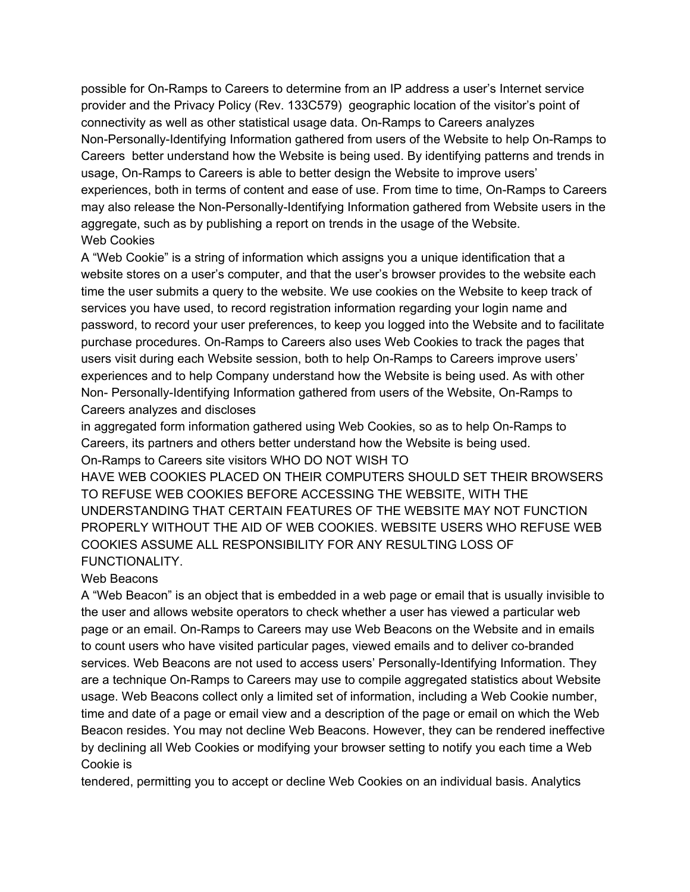possible for On-Ramps to Careers to determine from an IP address a user's Internet service provider and the Privacy Policy (Rev. 133C579) geographic location of the visitor's point of connectivity as well as other statistical usage data. On-Ramps to Careers analyzes Non-Personally-Identifying Information gathered from users of the Website to help On-Ramps to Careers better understand how the Website is being used. By identifying patterns and trends in usage, On-Ramps to Careers is able to better design the Website to improve users' experiences, both in terms of content and ease of use. From time to time, On-Ramps to Careers may also release the Non-Personally-Identifying Information gathered from Website users in the aggregate, such as by publishing a report on trends in the usage of the Website.

## Web Cookies

A "Web Cookie" is a string of information which assigns you a unique identification that a website stores on a user's computer, and that the user's browser provides to the website each time the user submits a query to the website. We use cookies on the Website to keep track of services you have used, to record registration information regarding your login name and password, to record your user preferences, to keep you logged into the Website and to facilitate purchase procedures. On-Ramps to Careers also uses Web Cookies to track the pages that users visit during each Website session, both to help On-Ramps to Careers improve users' experiences and to help Company understand how the Website is being used. As with other Non- Personally-Identifying Information gathered from users of the Website, On-Ramps to Careers analyzes and discloses in aggregated form information gathered using Web Cookies, so as to help On-Ramps to Careers, its partners and others better understand how the Website is being used.

On-Ramps to Careers site visitors WHO DO NOT WISH TO HAVE WEB COOKIES PLACED ON THEIR COMPUTERS SHOULD SET THEIR BROWSERS TO REFUSE WEB COOKIES BEFORE ACCESSING THE WEBSITE, WITH THE UNDERSTANDING THAT CERTAIN FEATURES OF THE WEBSITE MAY NOT FUNCTION PROPERLY WITHOUT THE AID OF WEB COOKIES. WEBSITE USERS WHO REFUSE WEB COOKIES ASSUME ALL RESPONSIBILITY FOR ANY RESULTING LOSS OF FUNCTIONALITY.

## Web Beacons

A "Web Beacon" is an object that is embedded in a web page or email that is usually invisible to the user and allows website operators to check whether a user has viewed a particular web page or an email. On-Ramps to Careers may use Web Beacons on the Website and in emails to count users who have visited particular pages, viewed emails and to deliver co-branded services. Web Beacons are not used to access users' Personally-Identifying Information. They are a technique On-Ramps to Careers may use to compile aggregated statistics about Website usage. Web Beacons collect only a limited set of information, including a Web Cookie number, time and date of a page or email view and a description of the page or email on which the Web Beacon resides. You may not decline Web Beacons. However, they can be rendered ineffective by declining all Web Cookies or modifying your browser setting to notify you each time a Web Cookie is tendered, permitting you to accept or decline Web Cookies on an individual basis. Analytics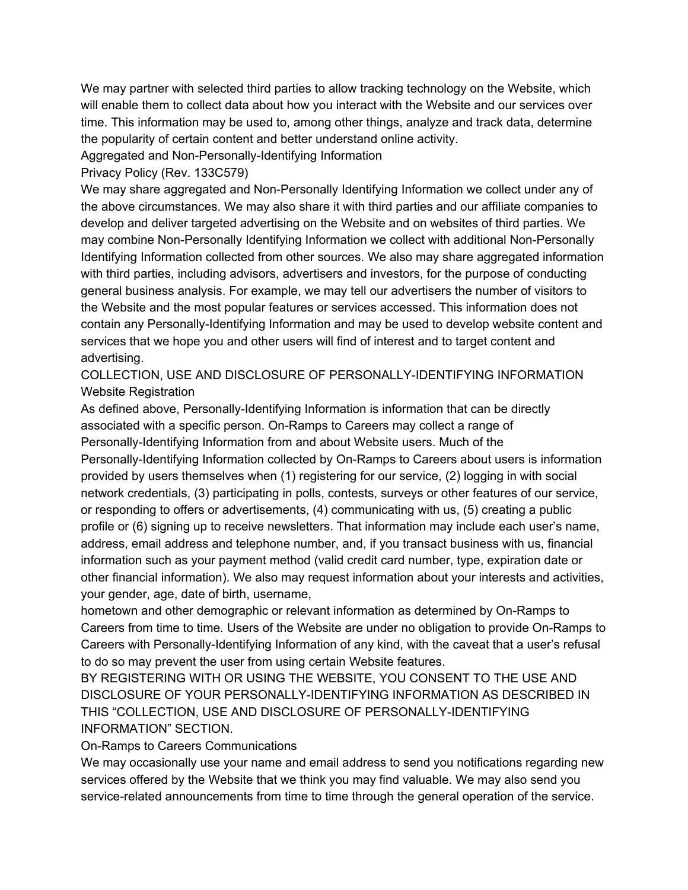We may partner with selected third parties to allow tracking technology on the Website, which will enable them to collect data about how you interact with the Website and our services over time. This information may be used to, among other things, analyze and track data, determine the popularity of certain content and better understand online activity.

### Aggregated and Non-Personally-Identifying Information

Privacy Policy (Rev. 133C579)

We may share aggregated and Non-Personally Identifying Information we collect under any of the above circumstances. We may also share it with third parties and our affiliate companies to develop and deliver targeted advertising on the Website and on websites of third parties. We may combine Non-Personally Identifying Information we collect with additional Non-Personally Identifying Information collected from other sources. We also may share aggregated information with third parties, including advisors, advertisers and investors, for the purpose of conducting general business analysis. For example, we may tell our advertisers the number of visitors to the Website and the most popular features or services accessed. This information does not contain any Personally-Identifying Information and may be used to develop website content and services that we hope you and other users will find of interest and to target content and advertising.

## COLLECTION, USE AND DISCLOSURE OF PERSONALLY-IDENTIFYING INFORMATION

### Website Registration

As defined above, Personally-Identifying Information is information that can be directly associated with a specific person. On-Ramps to Careers may collect a range of Personally-Identifying Information from and about Website users. Much of the Personally-Identifying Information collected by On-Ramps to Careers about users is information provided by users themselves when (1) registering for our service, (2) logging in with social network credentials, (3) participating in polls, contests, surveys or other features of our service, or responding to offers or advertisements, (4) communicating with us, (5) creating a public profile or (6) signing up to receive newsletters. That information may include each user's name, address, email address and telephone number, and, if you transact business with us, financial information such as your payment method (valid credit card number, type, expiration date or other financial information). We also may request information about your interests and activities, your gender, age, date of birth, username,
hometown and other demographic or relevant information as determined by On-Ramps to Careers from time to time. Users of the Website are under no obligation to provide On-Ramps to Careers with Personally-Identifying Information of any kind, with the caveat that a user's refusal to do so may prevent the user from using certain Website features.

BY REGISTERING WITH OR USING THE WEBSITE, YOU CONSENT TO THE USE AND DISCLOSURE OF YOUR PERSONALLY-IDENTIFYING INFORMATION AS DESCRIBED IN THIS "COLLECTION, USE AND DISCLOSURE OF PERSONALLY-IDENTIFYING INFORMATION" SECTION.

### On-Ramps to Careers Communications

We may occasionally use your name and email address to send you notifications regarding new services offered by the Website that we think you may find valuable. We may also send you service-related announcements from time to time through the general operation of the service.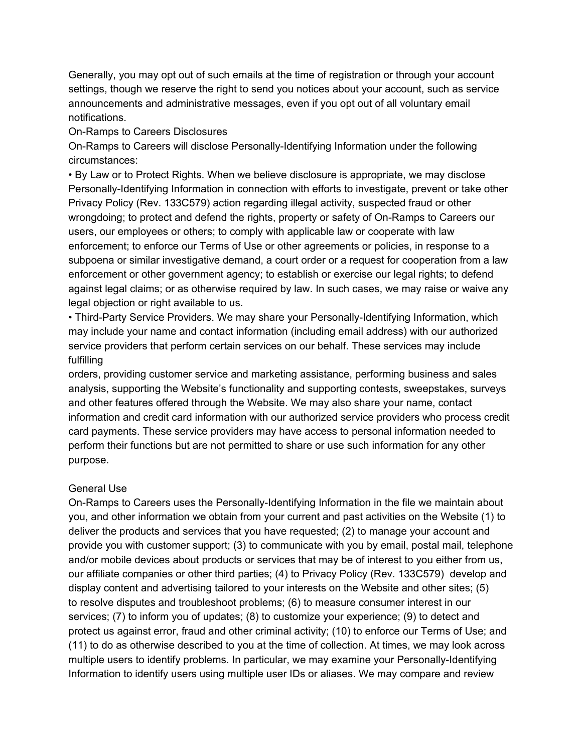Generally, you may opt out of such emails at the time of registration or through your account settings, though we reserve the right to send you notices about your account, such as service announcements and administrative messages, even if you opt out of all voluntary email notifications.

On-Ramps to Careers Disclosures

On-Ramps to Careers will disclose Personally-Identifying Information under the following circumstances:

• By Law or to Protect Rights. When we believe disclosure is appropriate, we may disclose Personally-Identifying Information in connection with efforts to investigate, prevent or take other Privacy Policy (Rev. 133C579) action regarding illegal activity, suspected fraud or other wrongdoing; to protect and defend the rights, property or safety of On-Ramps to Careers our users, our employees or others; to comply with applicable law or cooperate with law enforcement; to enforce our Terms of Use or other agreements or policies, in response to a subpoena or similar investigative demand, a court order or a request for cooperation from a law enforcement or other government agency; to establish or exercise our legal rights; to defend against legal claims; or as otherwise required by law. In such cases, we may raise or waive any legal objection or right available to us.

• Third-Party Service Providers. We may share your Personally-Identifying Information, which may include your name and contact information (including email address) with our authorized service providers that perform certain services on our behalf. These services may include fulfilling orders, providing customer service and marketing assistance, performing business and sales analysis, supporting the Website's functionality and supporting contests, sweepstakes, surveys and other features offered through the Website. We may also share your name, contact information and credit card information with our authorized service providers who process credit card payments. These service providers may have access to personal information needed to perform their functions but are not permitted to share or use such information for any other purpose.

General Use

On-Ramps to Careers uses the Personally-Identifying Information in the file we maintain about you, and other information we obtain from your current and past activities on the Website (1) to deliver the products and services that you have requested; (2) to manage your account and provide you with customer support; (3) to communicate with you by email, postal mail, telephone and/or mobile devices about products or services that may be of interest to you either from us, our affiliate companies or other third parties; (4) to Privacy Policy (Rev. 133C579) develop and display content and advertising tailored to your interests on the Website and other sites; (5) to resolve disputes and troubleshoot problems; (6) to measure consumer interest in our services; (7) to inform you of updates; (8) to customize your experience; (9) to detect and protect us against error, fraud and other criminal activity; (10) to enforce our Terms of Use; and (11) to do as otherwise described to you at the time of collection. At times, we may look across multiple users to identify problems. In particular, we may examine your Personally-Identifying Information to identify users using multiple user IDs or aliases. We may compare and review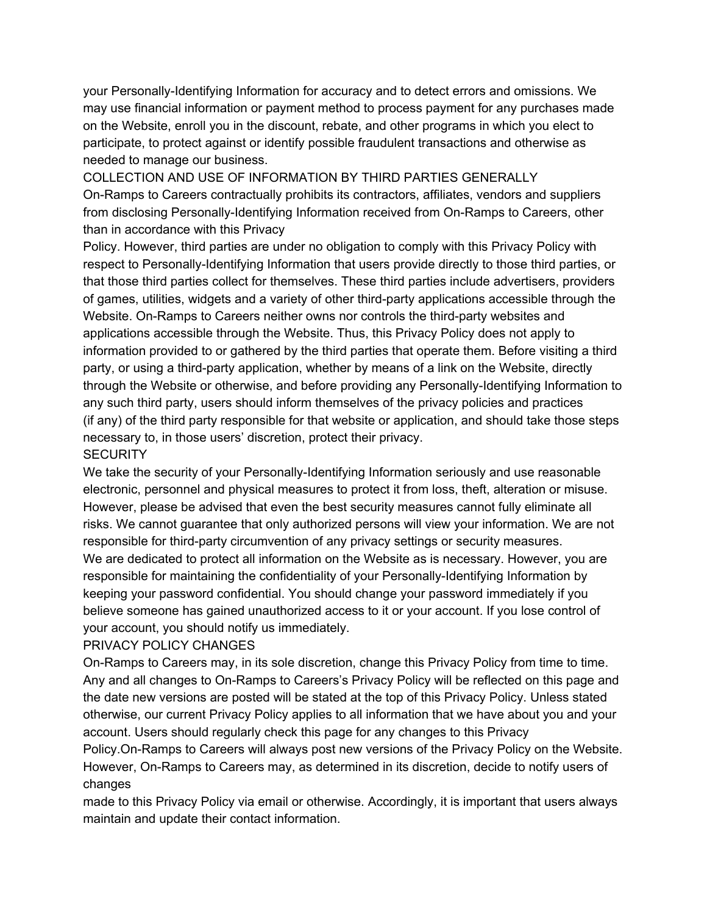your Personally-Identifying Information for accuracy and to detect errors and omissions. We may use financial information or payment method to process payment for any purchases made on the Website, enroll you in the discount, rebate, and other programs in which you elect to participate, to protect against or identify possible fraudulent transactions and otherwise as needed to manage our business.

## COLLECTION AND USE OF INFORMATION BY THIRD PARTIES GENERALLY

On-Ramps to Careers contractually prohibits its contractors, affiliates, vendors and suppliers from disclosing Personally-Identifying Information received from On-Ramps to Careers, other than in accordance with this Privacy Policy. However, third parties are under no obligation to comply with this Privacy Policy with respect to Personally-Identifying Information that users provide directly to those third parties, or that those third parties collect for themselves. These third parties include advertisers, providers of games, utilities, widgets and a variety of other third-party applications accessible through the Website. On-Ramps to Careers neither owns nor controls the third-party websites and applications accessible through the Website. Thus, this Privacy Policy does not apply to information provided to or gathered by the third parties that operate them. Before visiting a third party, or using a third-party application, whether by means of a link on the Website, directly through the Website or otherwise, and before providing any Personally-Identifying Information to any such third party, users should inform themselves of the privacy policies and practices (if any) of the third party responsible for that website or application, and should take those steps necessary to, in those users' discretion, protect their privacy.

## SECURITY

We take the security of your Personally-Identifying Information seriously and use reasonable electronic, personnel and physical measures to protect it from loss, theft, alteration or misuse. However, please be advised that even the best security measures cannot fully eliminate all risks. We cannot guarantee that only authorized persons will view your information. We are not responsible for third-party circumvention of any privacy settings or security measures.

We are dedicated to protect all information on the Website as is necessary. However, you are responsible for maintaining the confidentiality of your Personally-Identifying Information by keeping your password confidential. You should change your password immediately if you believe someone has gained unauthorized access to it or your account. If you lose control of your account, you should notify us immediately.

## PRIVACY POLICY CHANGES

On-Ramps to Careers may, in its sole discretion, change this Privacy Policy from time to time. Any and all changes to On-Ramps to Careers's Privacy Policy will be reflected on this page and the date new versions are posted will be stated at the top of this Privacy Policy. Unless stated otherwise, our current Privacy Policy applies to all information that we have about you and your account. Users should regularly check this page for any changes to this Privacy Policy.On-Ramps to Careers will always post new versions of the Privacy Policy on the Website. However, On-Ramps to Careers may, as determined in its discretion, decide to notify users of changes made to this Privacy Policy via email or otherwise. Accordingly, it is important that users always maintain and update their contact information.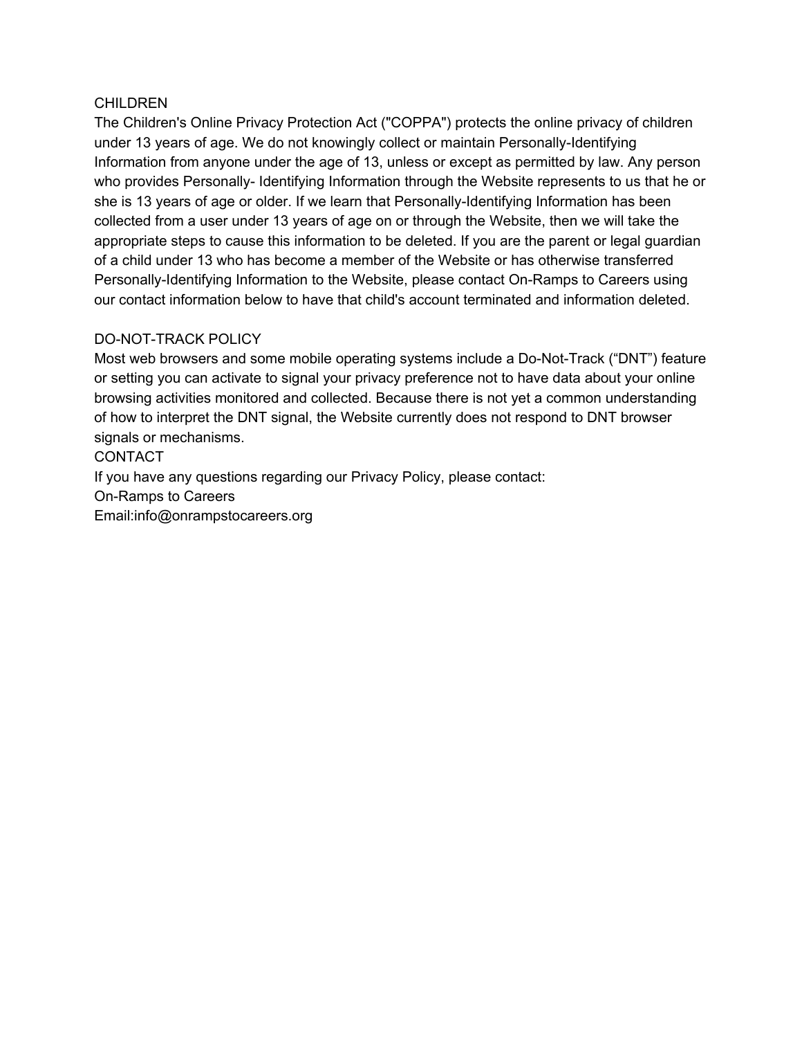## CHILDREN

The Children's Online Privacy Protection Act ("COPPA") protects the online privacy of children under 13 years of age. We do not knowingly collect or maintain Personally-Identifying Information from anyone under the age of 13, unless or except as permitted by law. Any person who provides Personally- Identifying Information through the Website represents to us that he or she is 13 years of age or older. If we learn that Personally-Identifying Information has been collected from a user under 13 years of age on or through the Website, then we will take the appropriate steps to cause this information to be deleted. If you are the parent or legal guardian of a child under 13 who has become a member of the Website or has otherwise transferred Personally-Identifying Information to the Website, please contact On-Ramps to Careers using our contact information below to have that child's account terminated and information deleted.

## DO-NOT-TRACK POLICY

Most web browsers and some mobile operating systems include a Do-Not-Track ("DNT") feature or setting you can activate to signal your privacy preference not to have data about your online browsing activities monitored and collected. Because there is not yet a common understanding of how to interpret the DNT signal, the Website currently does not respond to DNT browser signals or mechanisms.

## CONTACT

If you have any questions regarding our Privacy Policy, please contact:

On-Ramps to Careers

Email:info@onrampstocareers.org